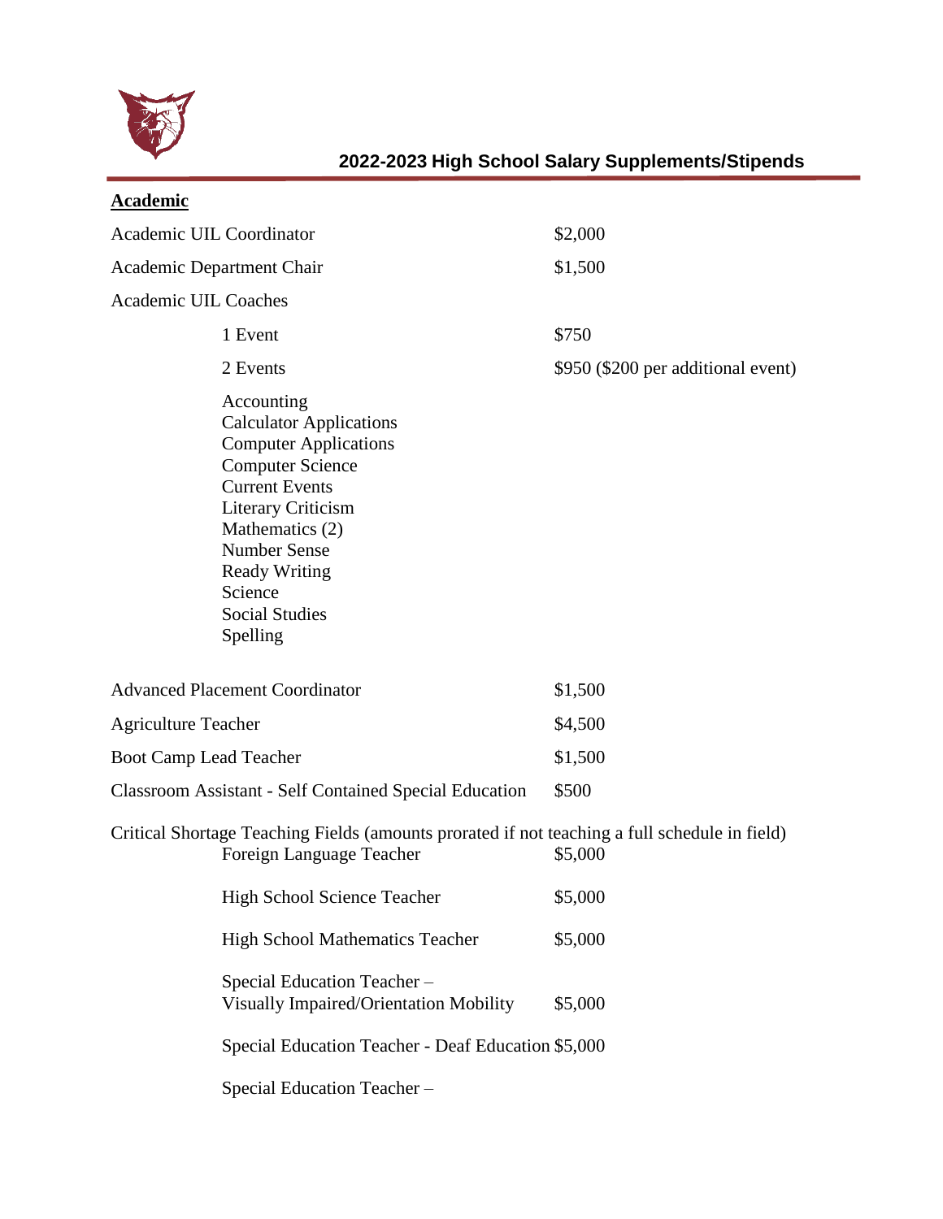## 2022-2023 High School Salary Supplements/Stipends

**Academic**

| | |
|---|---|
| Academic UIL Coordinator | $2,000 |
| Academic Department Chair | $1,500 |
| Academic UIL Coaches | |
| 1 Event | $750 |
| 2 Events | $950 ($200 per additional event) |

Accounting
Calculator Applications
Computer Applications
Computer Science
Current Events
Literary Criticism
Mathematics (2)
Number Sense
Ready Writing
Science
Social Studies
Spelling

| | |
|---|---|
| Advanced Placement Coordinator | $1,500 |
| Agriculture Teacher | $4,500 |
| Boot Camp Lead Teacher | $1,500 |
| Classroom Assistant - Self Contained Special Education | $500 |

Critical Shortage Teaching Fields (amounts prorated if not teaching a full schedule in field)

| | |
|---|---|
| Foreign Language Teacher | $5,000 |
| High School Science Teacher | $5,000 |
| High School Mathematics Teacher | $5,000 |
| Special Education Teacher – Visually Impaired/Orientation Mobility | $5,000 |
| Special Education Teacher - Deaf Education | $5,000 |
| Special Education Teacher – | |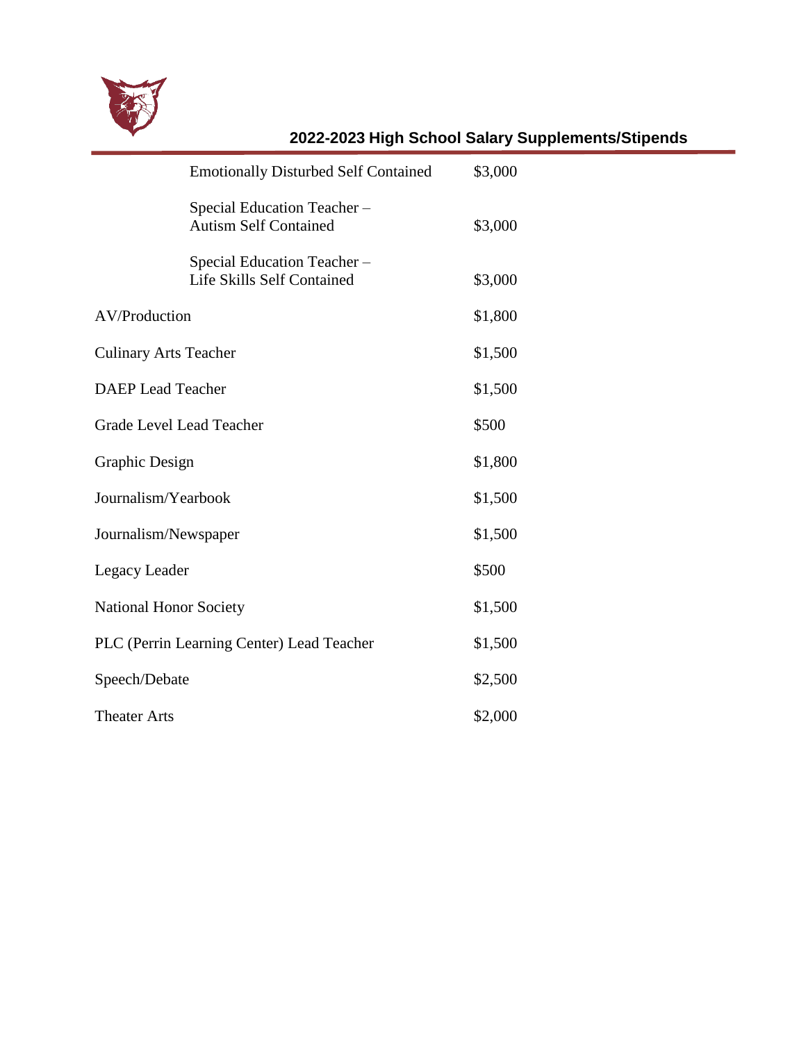## 2022-2023 High School Salary Supplements/Stipends

| Position | Amount |
|---|---|
| Emotionally Disturbed Self Contained | $3,000 |
| Special Education Teacher – Autism Self Contained | $3,000 |
| Special Education Teacher – Life Skills Self Contained | $3,000 |
| AV/Production | $1,800 |
| Culinary Arts Teacher | $1,500 |
| DAEP Lead Teacher | $1,500 |
| Grade Level Lead Teacher | $500 |
| Graphic Design | $1,800 |
| Journalism/Yearbook | $1,500 |
| Journalism/Newspaper | $1,500 |
| Legacy Leader | $500 |
| National Honor Society | $1,500 |
| PLC (Perrin Learning Center) Lead Teacher | $1,500 |
| Speech/Debate | $2,500 |
| Theater Arts | $2,000 |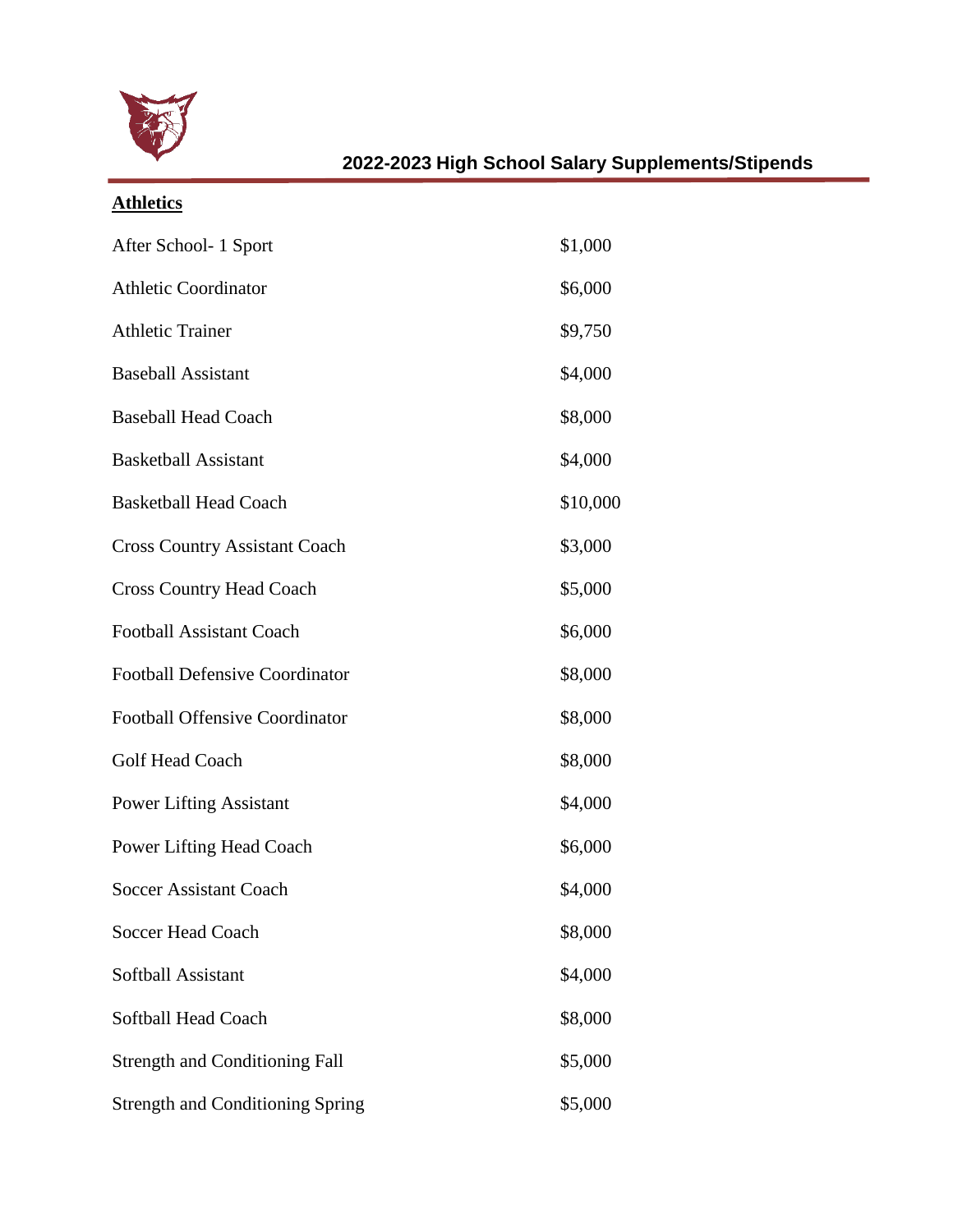## 2022-2023 High School Salary Supplements/Stipends

**Athletics**

| | |
|---|---|
| After School- 1 Sport | $1,000 |
| Athletic Coordinator | $6,000 |
| Athletic Trainer | $9,750 |
| Baseball Assistant | $4,000 |
| Baseball Head Coach | $8,000 |
| Basketball Assistant | $4,000 |
| Basketball Head Coach | $10,000 |
| Cross Country Assistant Coach | $3,000 |
| Cross Country Head Coach | $5,000 |
| Football Assistant Coach | $6,000 |
| Football Defensive Coordinator | $8,000 |
| Football Offensive Coordinator | $8,000 |
| Golf Head Coach | $8,000 |
| Power Lifting Assistant | $4,000 |
| Power Lifting Head Coach | $6,000 |
| Soccer Assistant Coach | $4,000 |
| Soccer Head Coach | $8,000 |
| Softball Assistant | $4,000 |
| Softball Head Coach | $8,000 |
| Strength and Conditioning Fall | $5,000 |
| Strength and Conditioning Spring | $5,000 |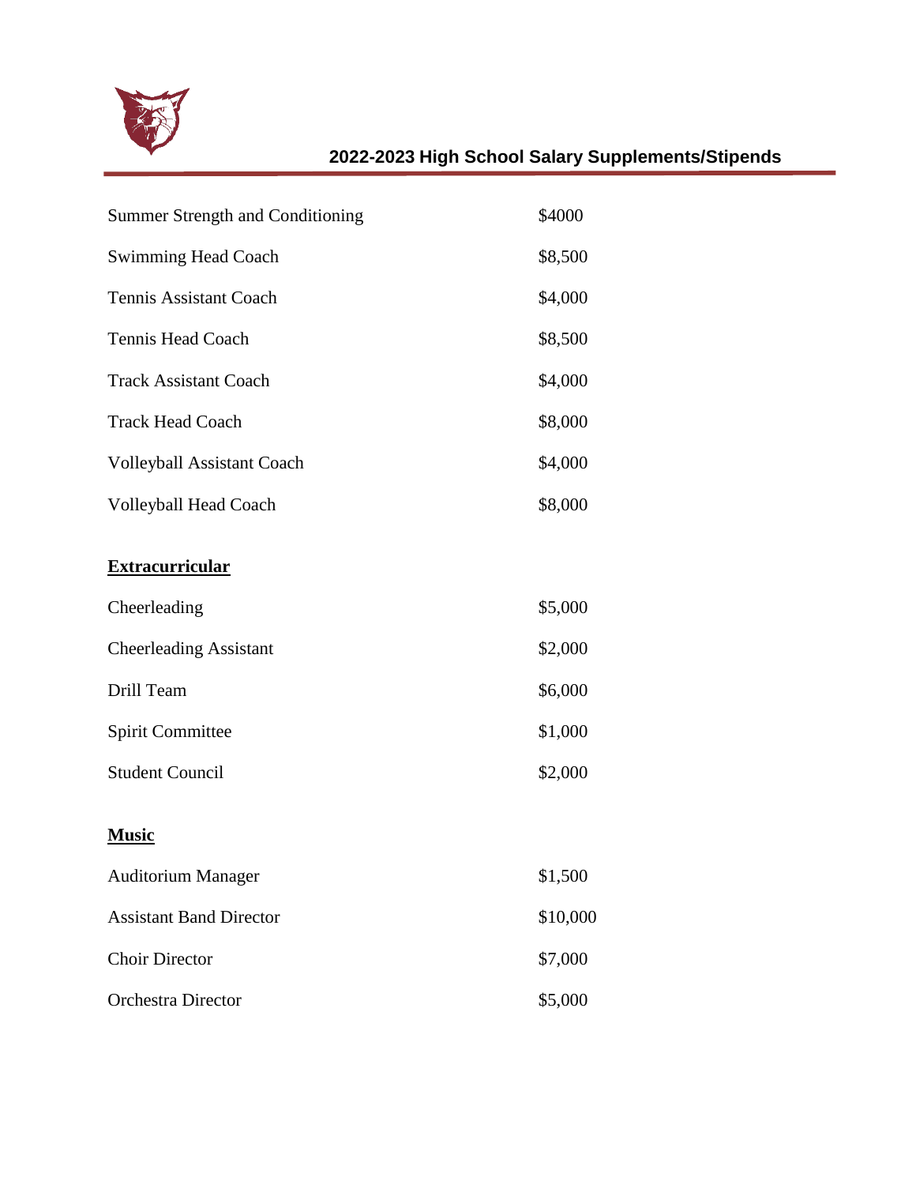## 2022-2023 High School Salary Supplements/Stipends

| | |
|---|---|
| Summer Strength and Conditioning | $4000 |
| Swimming Head Coach | $8,500 |
| Tennis Assistant Coach | $4,000 |
| Tennis Head Coach | $8,500 |
| Track Assistant Coach | $4,000 |
| Track Head Coach | $8,000 |
| Volleyball Assistant Coach | $4,000 |
| Volleyball Head Coach | $8,000 |

**Extracurricular**

| | |
|---|---|
| Cheerleading | $5,000 |
| Cheerleading Assistant | $2,000 |
| Drill Team | $6,000 |
| Spirit Committee | $1,000 |
| Student Council | $2,000 |

**Music**

| | |
|---|---|
| Auditorium Manager | $1,500 |
| Assistant Band Director | $10,000 |
| Choir Director | $7,000 |
| Orchestra Director | $5,000 |